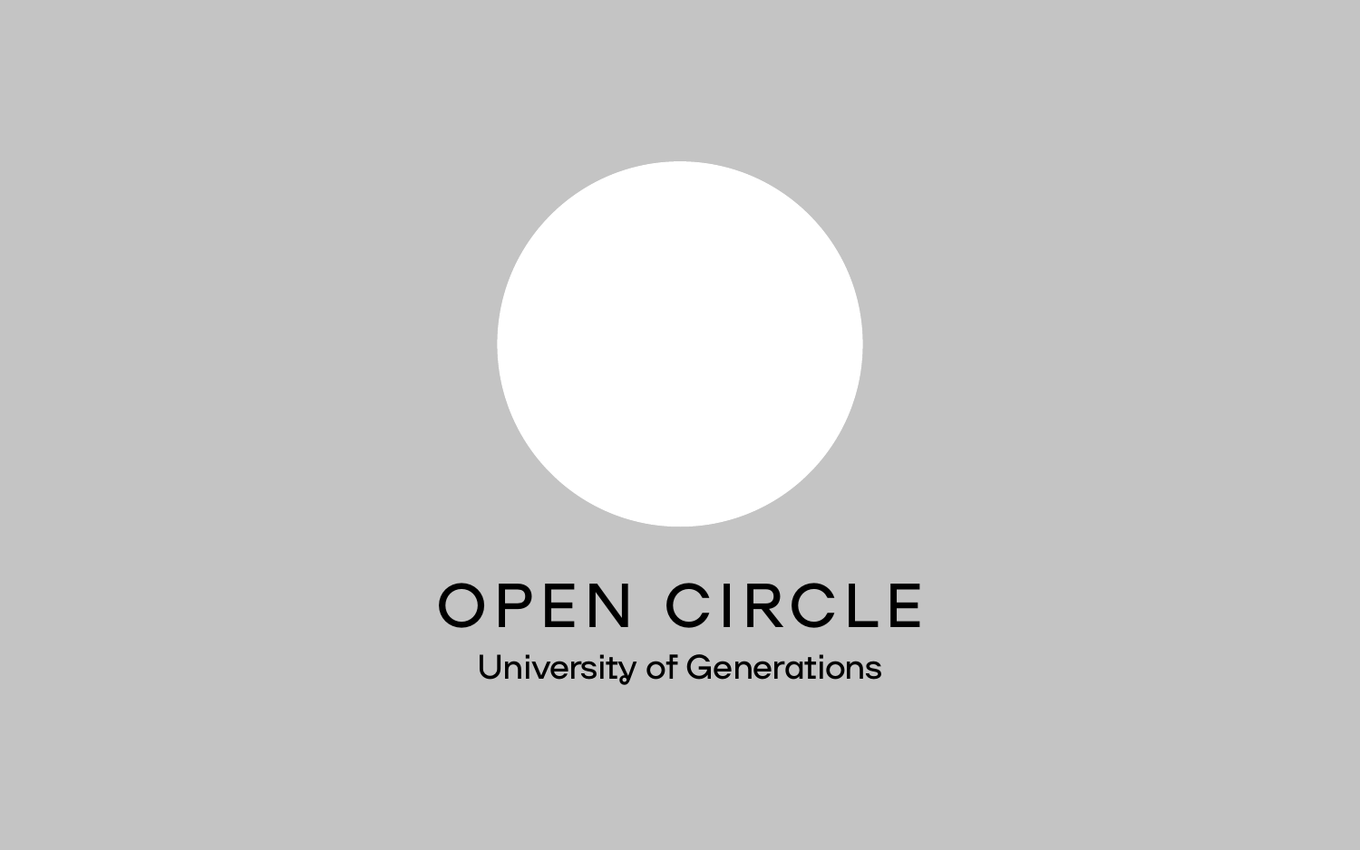# OPEN CIRCLE

University of Generations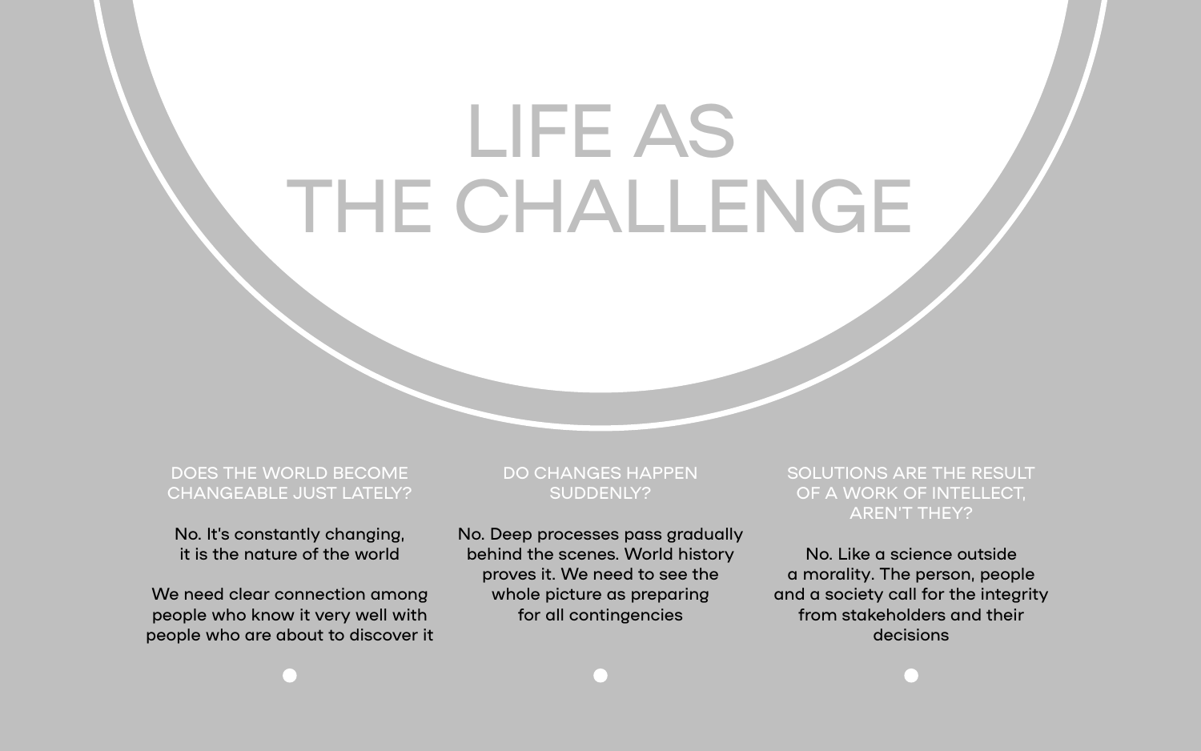# LIFE AS THE CHALLENGE

### DOES THE WORLD BECOME CHANGEABLE JUST LATELY?

No. It's constantly changing, it is the nature of the world

We need clear connection among people who know it very well with people who are about to discover it

### DO CHANGES HAPPEN SUDDENLY?

No. Deep processes pass gradually behind the scenes. World history proves it. We need to see the whole picture as preparing for all contingencies

### SOLUTIONS ARE THE RESULT OF A WORK OF INTELLECT, AREN'T THEY?

No. Like a science outside a morality. The person, people and a society call for the integrity from stakeholders and their decisions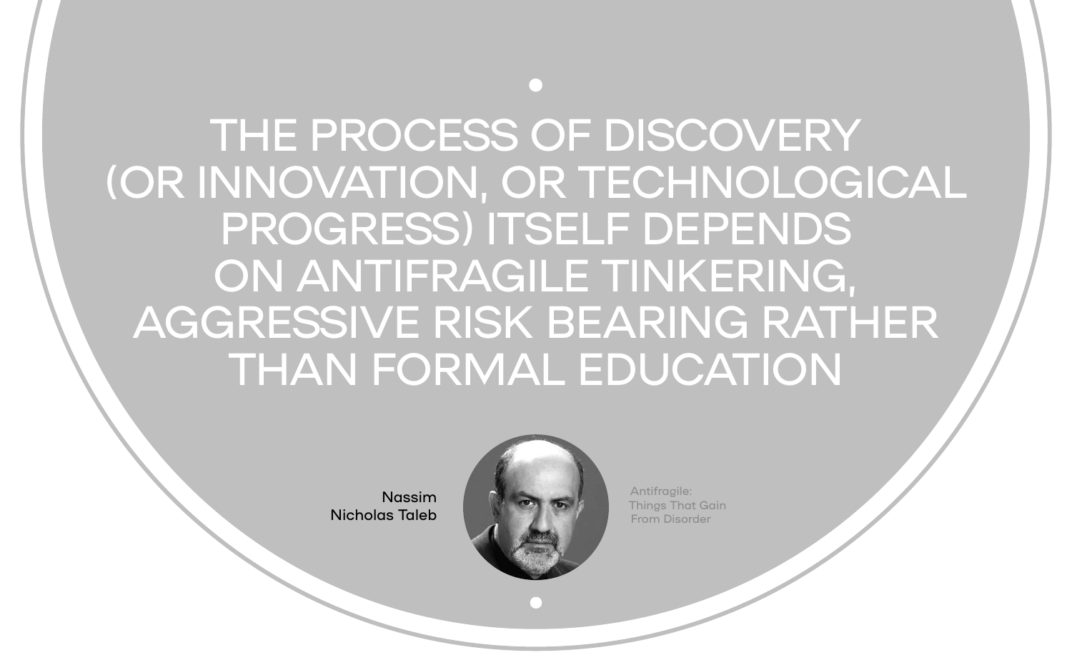THE PROCESS OF DISCOVERY (OR INNOVATION, OR TECHNOLOGICAL PROGRESS) ITSELF DEPENDS ON ANTIFRAGILE TINKERING, AGGRESSIVE RISK BEARING RATHER THAN FORMAL EDUCATION

Nassim Nicholas Taleb

Antifragile: Things That Gain From Disorder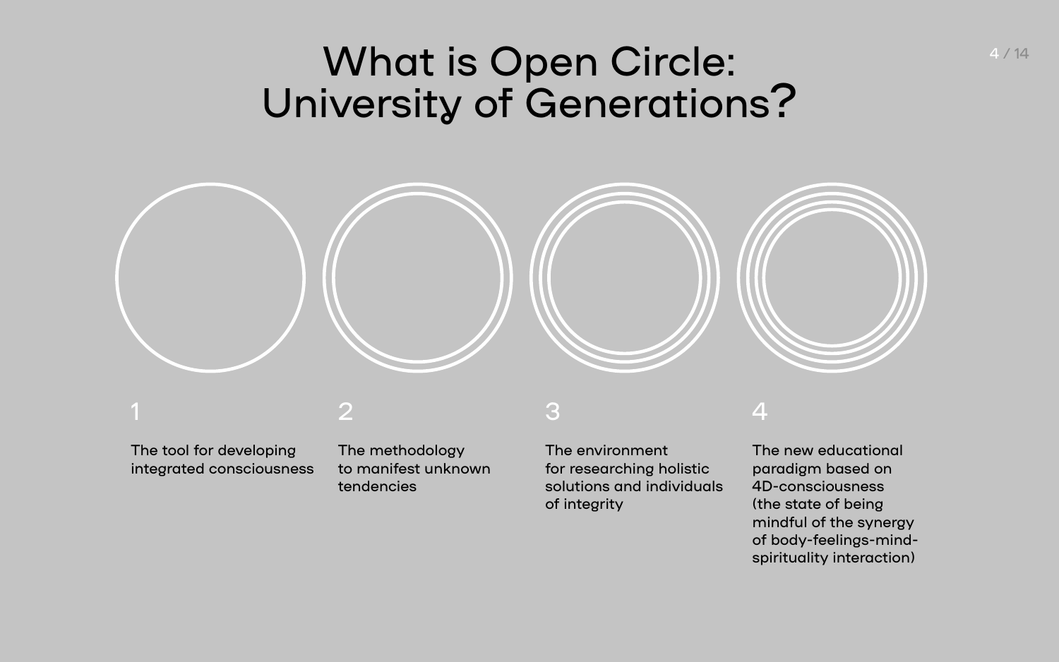# What is Open Circle: University of Generations?

1

The tool for developing integrated consciousness

2

The methodology to manifest unknown tendencies

3

The environment for researching holistic solutions and individuals of integrity

4

The new educational paradigm based on 4D-consciousness (the state of being mindful of the synergy of body-feelings-mind-spirituality interaction)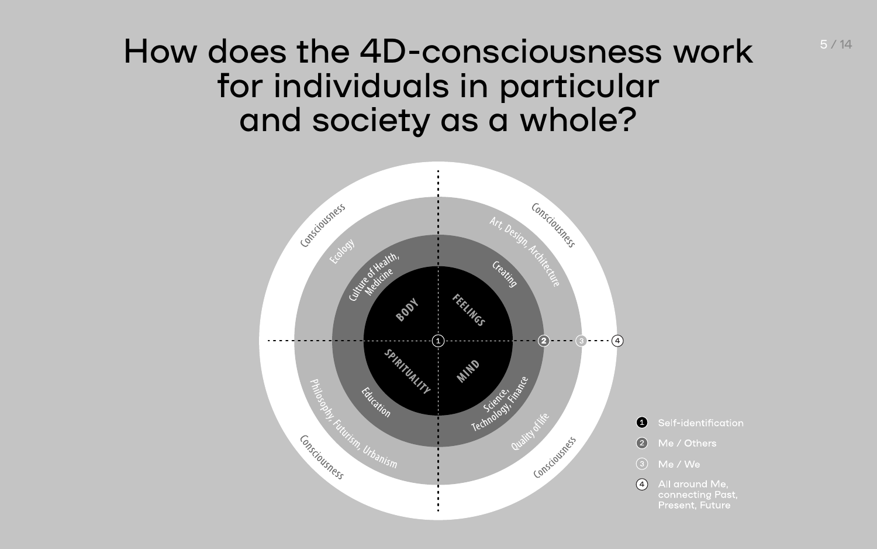# How does the 4D-consciousness work for individuals in particular and society as a whole?

Consciousness

Consciousness

Consciousness

Consciousness

Ecology

Art, Design, Architecture

Philosophy, Futurism, Urbanism

Quality of life

Culture of Health, Medicine

Creating

Education

Science, Technology, Finance

BODY

FEELINGS

SPIRITUALITY

MIND

1 Self-identification

2 Me / Others

3 Me / We

4 All around Me, connecting Past, Present, Future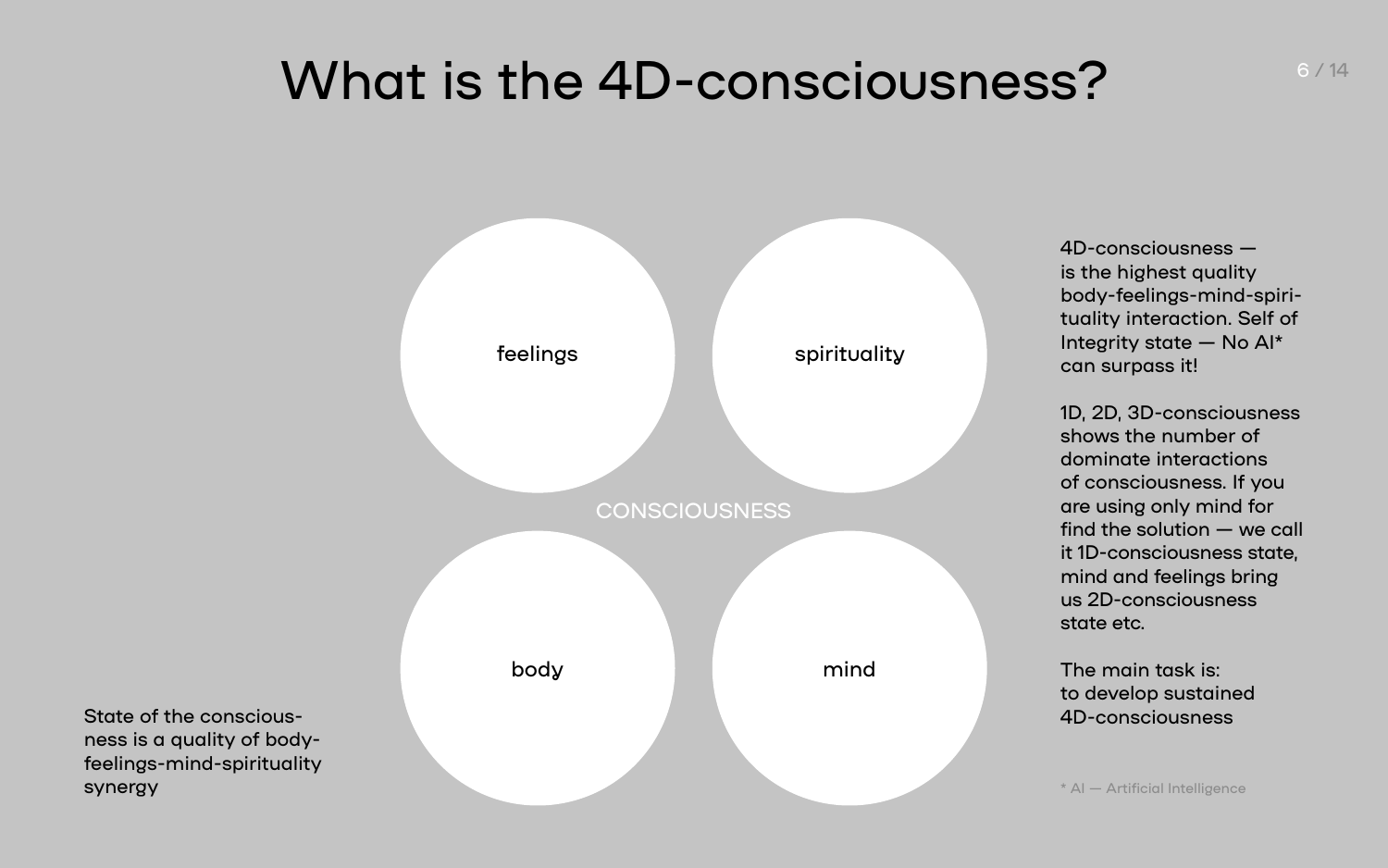# What is the 4D-consciousness?

feelings

spirituality

CONSCIOUSNESS

body

mind

State of the consciousness is a quality of body-feelings-mind-spirituality synergy

4D-consciousness — is the highest quality body-feelings-mind-spirituality interaction. Self of Integrity state — No AI* can surpass it!

1D, 2D, 3D-consciousness shows the number of dominate interactions of consciousness. If you are using only mind for find the solution — we call it 1D-consciousness state, mind and feelings bring us 2D-consciousness state etc.

The main task is: to develop sustained 4D-consciousness

* AI — Artificial Intelligence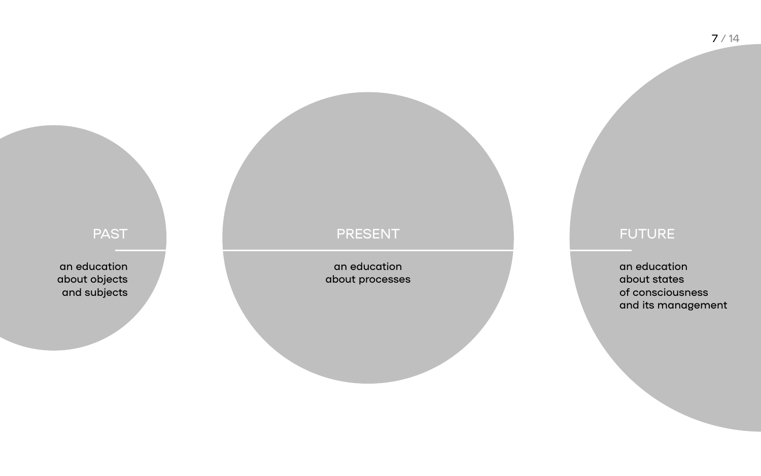## PAST

an education
about objects
and subjects

## PRESENT

an education
about processes

## FUTURE

an education
about states
of consciousness
and its management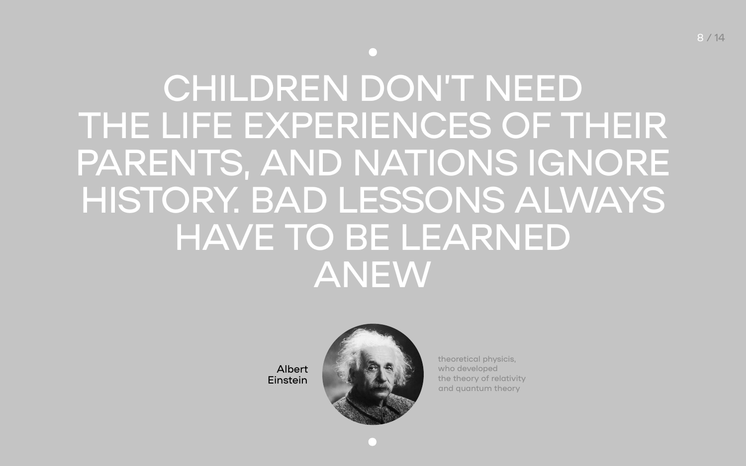# CHILDREN DON'T NEED THE LIFE EXPERIENCES OF THEIR PARENTS, AND NATIONS IGNORE HISTORY. BAD LESSONS ALWAYS HAVE TO BE LEARNED ANEW

Albert
Einstein

theoretical physicis,
who developed
the theory of relativity
and quantum theory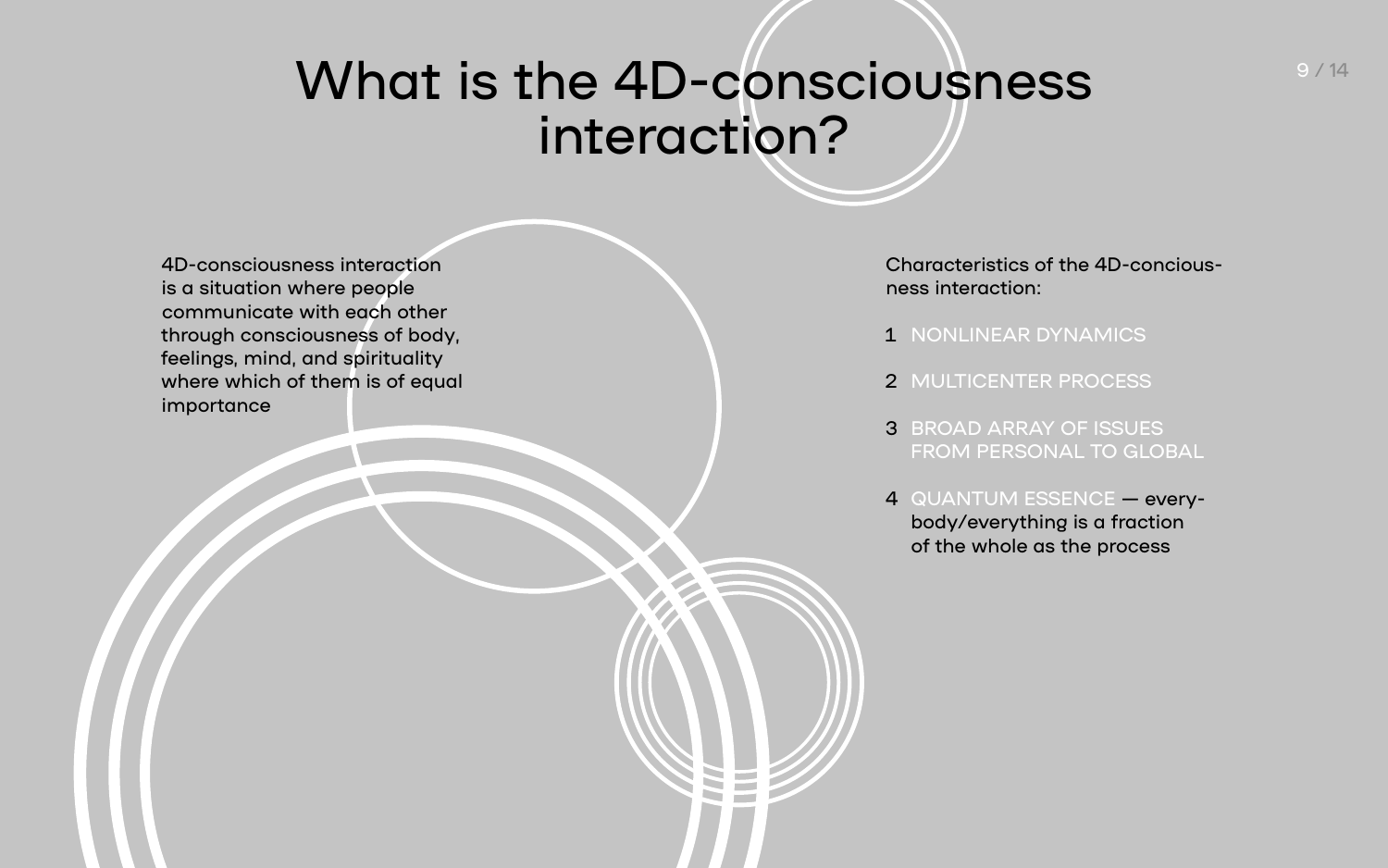# What is the 4D-consciousness interaction?

4D-consciousness interaction is a situation where people communicate with each other through consciousness of body, feelings, mind, and spirituality where which of them is of equal importance

Characteristics of the 4D-conciousness interaction:

1. NONLINEAR DYNAMICS
2. MULTICENTER PROCESS
3. BROAD ARRAY OF ISSUES FROM PERSONAL TO GLOBAL
4. QUANTUM ESSENCE — everybody/everything is a fraction of the whole as the process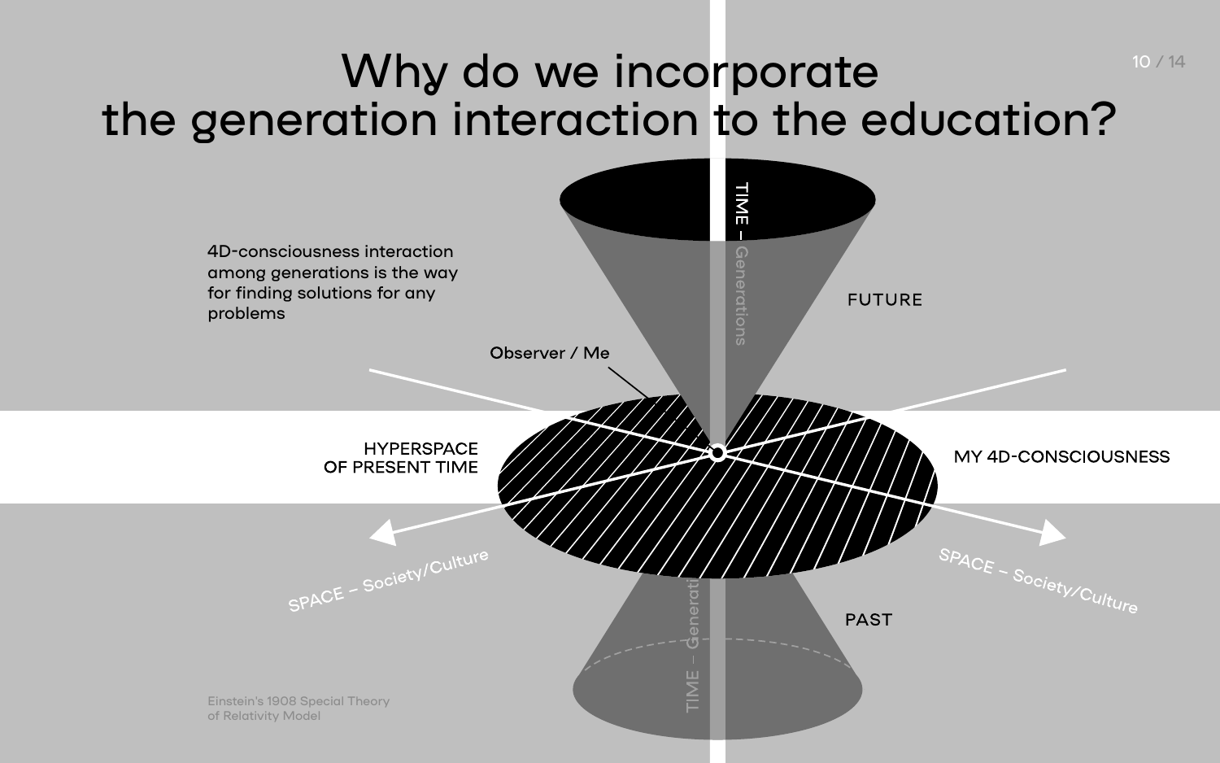# Why do we incorporate the generation interaction to the education?

4D-consciousness interaction among generations is the way for finding solutions for any problems

TIME – Generations

FUTURE

Observer / Me

HYPERSPACE OF PRESENT TIME

MY 4D-CONSCIOUSNESS

SPACE – Society/Culture

SPACE – Society/Culture

PAST

TIME – Generations

Einstein's 1908 Special Theory of Relativity Model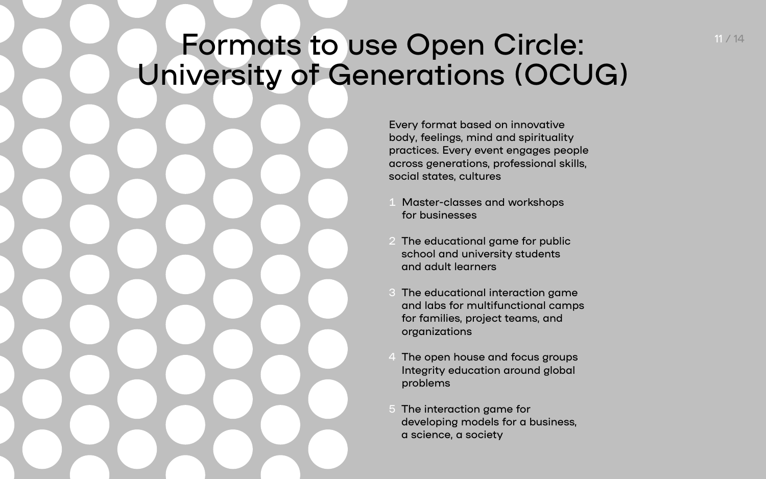# Formats to use Open Circle: University of Generations (OCUG)

Every format based on innovative body, feelings, mind and spirituality practices. Every event engages people across generations, professional skills, social states, cultures

1. Master-classes and workshops for businesses

2. The educational game for public school and university students and adult learners

3. The educational interaction game and labs for multifunctional camps for families, project teams, and organizations

4. The open house and focus groups Integrity education around global problems

5. The interaction game for developing models for a business, a science, a society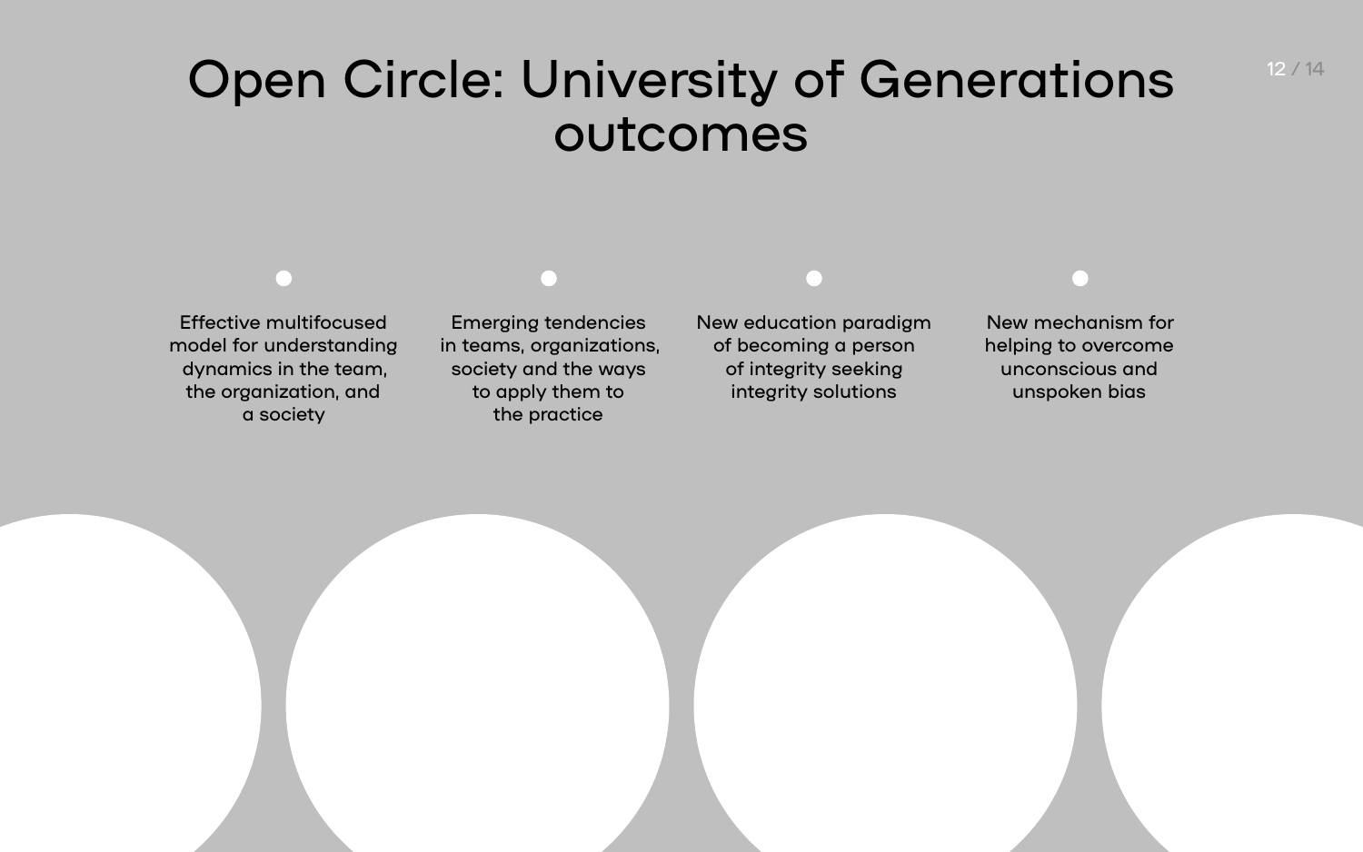# Open Circle: University of Generations outcomes

- Effective multifocused model for understanding dynamics in the team, the organization, and a society
- Emerging tendencies in teams, organizations, society and the ways to apply them to the practice
- New education paradigm of becoming a person of integrity seeking integrity solutions
- New mechanism for helping to overcome unconscious and unspoken bias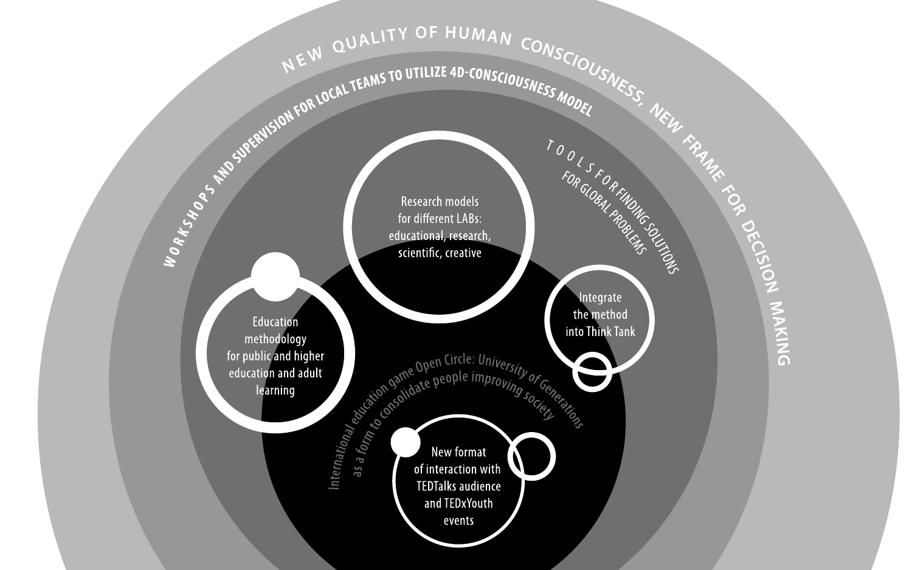NEW QUALITY OF HUMAN CONSCIOUSNESS, NEW FRAME FOR DECISION MAKING

WORKSHOPS AND SUPERVISION FOR LOCAL TEAMS TO UTILIZE 4D-CONSCIOUSNESS MODEL

TOOLS FOR FINDING SOLUTIONS FOR GLOBAL PROBLEMS

Research models for different LABs: educational, research, scientific, creative

Education methodology for public and higher education and adult learning

Integrate the method into Think Tank

International education game Open Circle: University of Generations as a form to consolidate people improving society

New format of interaction with TEDTalks audience and TEDxYouth events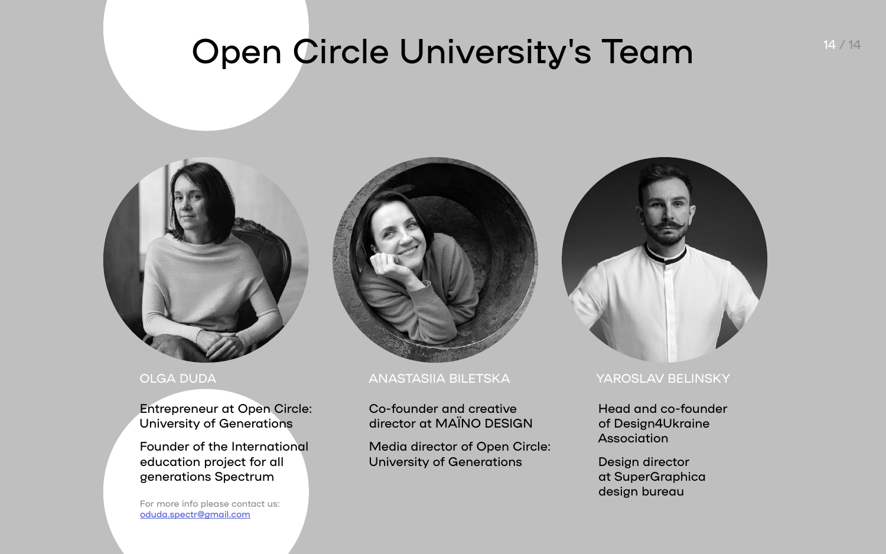# Open Circle University's Team

### OLGA DUDA

Entrepreneur at Open Circle: University of Generations

Founder of the International education project for all generations Spectrum

### ANASTASIIA BILETSKA

Co-founder and creative director at MAЇNO DESIGN

Media director of Open Circle: University of Generations

### YAROSLAV BELINSKY

Head and co-founder of Design4Ukraine Association

Design director at SuperGraphica design bureau

For more info please contact us:
oduda.spectr@gmail.com